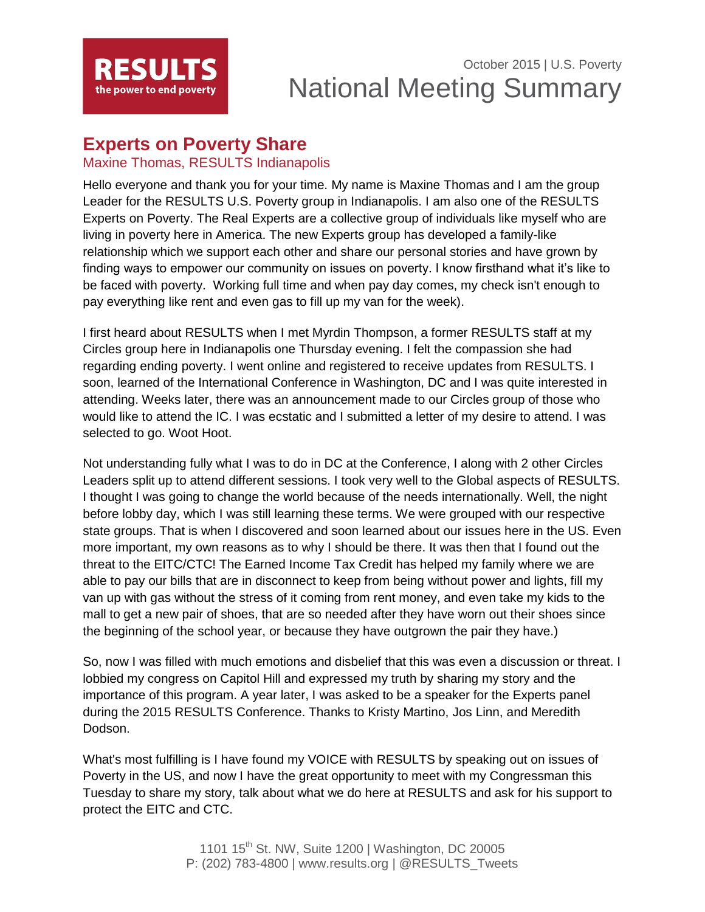RESULTS
the power to end poverty

October 2015 | U.S. Poverty

# National Meeting Summary

## Experts on Poverty Share

### Maxine Thomas, RESULTS Indianapolis

Hello everyone and thank you for your time. My name is Maxine Thomas and I am the group Leader for the RESULTS U.S. Poverty group in Indianapolis. I am also one of the RESULTS Experts on Poverty. The Real Experts are a collective group of individuals like myself who are living in poverty here in America. The new Experts group has developed a family-like relationship which we support each other and share our personal stories and have grown by finding ways to empower our community on issues on poverty. I know firsthand what it's like to be faced with poverty. Working full time and when pay day comes, my check isn't enough to pay everything like rent and even gas to fill up my van for the week).

I first heard about RESULTS when I met Myrdin Thompson, a former RESULTS staff at my Circles group here in Indianapolis one Thursday evening. I felt the compassion she had regarding ending poverty. I went online and registered to receive updates from RESULTS. I soon, learned of the International Conference in Washington, DC and I was quite interested in attending. Weeks later, there was an announcement made to our Circles group of those who would like to attend the IC. I was ecstatic and I submitted a letter of my desire to attend. I was selected to go. Woot Hoot.

Not understanding fully what I was to do in DC at the Conference, I along with 2 other Circles Leaders split up to attend different sessions. I took very well to the Global aspects of RESULTS. I thought I was going to change the world because of the needs internationally. Well, the night before lobby day, which I was still learning these terms. We were grouped with our respective state groups. That is when I discovered and soon learned about our issues here in the US. Even more important, my own reasons as to why I should be there. It was then that I found out the threat to the EITC/CTC! The Earned Income Tax Credit has helped my family where we are able to pay our bills that are in disconnect to keep from being without power and lights, fill my van up with gas without the stress of it coming from rent money, and even take my kids to the mall to get a new pair of shoes, that are so needed after they have worn out their shoes since the beginning of the school year, or because they have outgrown the pair they have.)

So, now I was filled with much emotions and disbelief that this was even a discussion or threat. I lobbied my congress on Capitol Hill and expressed my truth by sharing my story and the importance of this program. A year later, I was asked to be a speaker for the Experts panel during the 2015 RESULTS Conference. Thanks to Kristy Martino, Jos Linn, and Meredith Dodson.

What's most fulfilling is I have found my VOICE with RESULTS by speaking out on issues of Poverty in the US, and now I have the great opportunity to meet with my Congressman this Tuesday to share my story, talk about what we do here at RESULTS and ask for his support to protect the EITC and CTC.

1101 15th St. NW, Suite 1200 | Washington, DC 20005
P: (202) 783-4800 | www.results.org | @RESULTS_Tweets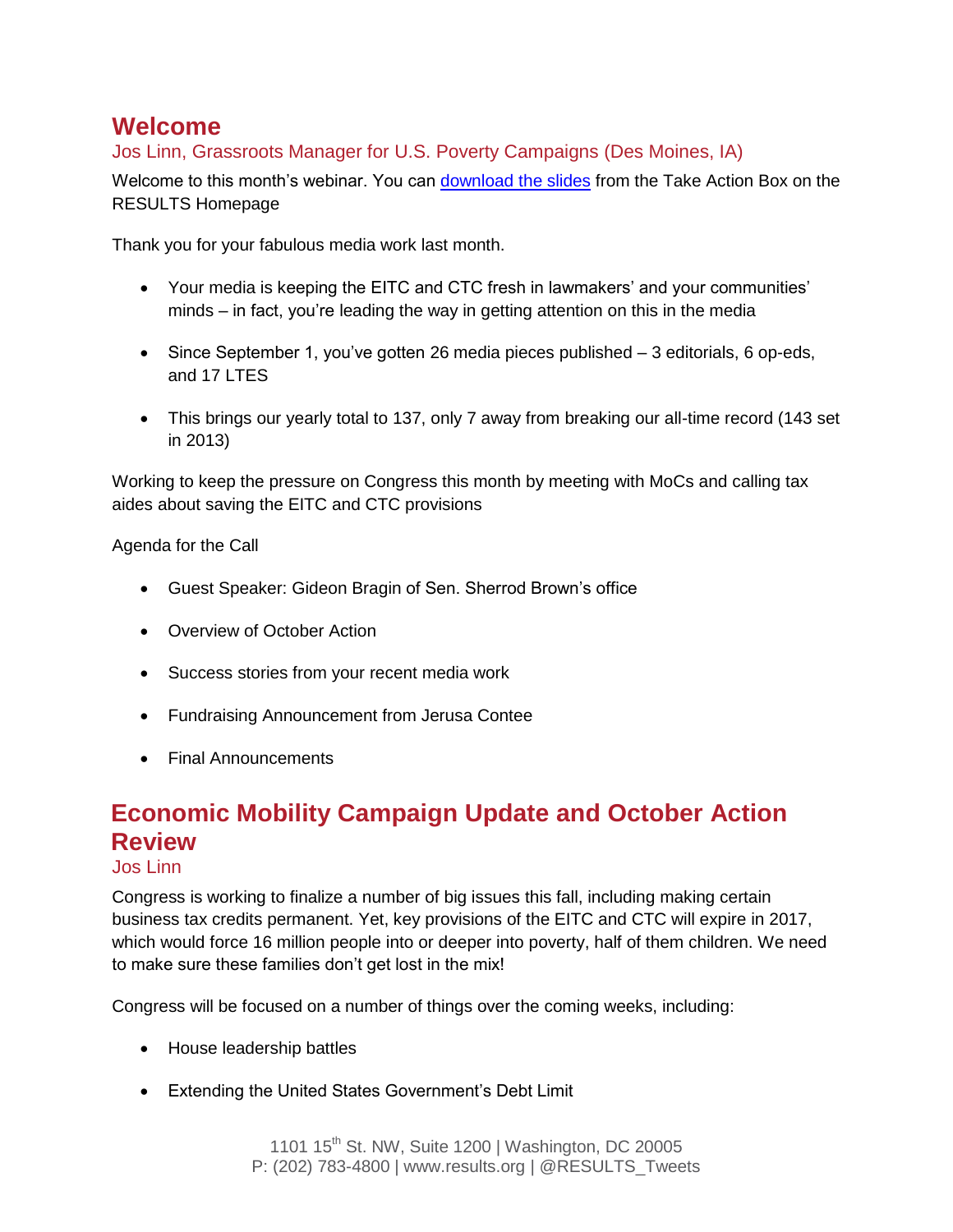## Welcome

Jos Linn, Grassroots Manager for U.S. Poverty Campaigns (Des Moines, IA)

Welcome to this month's webinar. You can [download the slides]() from the Take Action Box on the RESULTS Homepage

Thank you for your fabulous media work last month.

- Your media is keeping the EITC and CTC fresh in lawmakers' and your communities' minds – in fact, you're leading the way in getting attention on this in the media
- Since September 1, you've gotten 26 media pieces published – 3 editorials, 6 op-eds, and 17 LTES
- This brings our yearly total to 137, only 7 away from breaking our all-time record (143 set in 2013)

Working to keep the pressure on Congress this month by meeting with MoCs and calling tax aides about saving the EITC and CTC provisions

Agenda for the Call

- Guest Speaker: Gideon Bragin of Sen. Sherrod Brown's office
- Overview of October Action
- Success stories from your recent media work
- Fundraising Announcement from Jerusa Contee
- Final Announcements

## Economic Mobility Campaign Update and October Action Review

Jos Linn

Congress is working to finalize a number of big issues this fall, including making certain business tax credits permanent. Yet, key provisions of the EITC and CTC will expire in 2017, which would force 16 million people into or deeper into poverty, half of them children. We need to make sure these families don't get lost in the mix!

Congress will be focused on a number of things over the coming weeks, including:

- House leadership battles
- Extending the United States Government's Debt Limit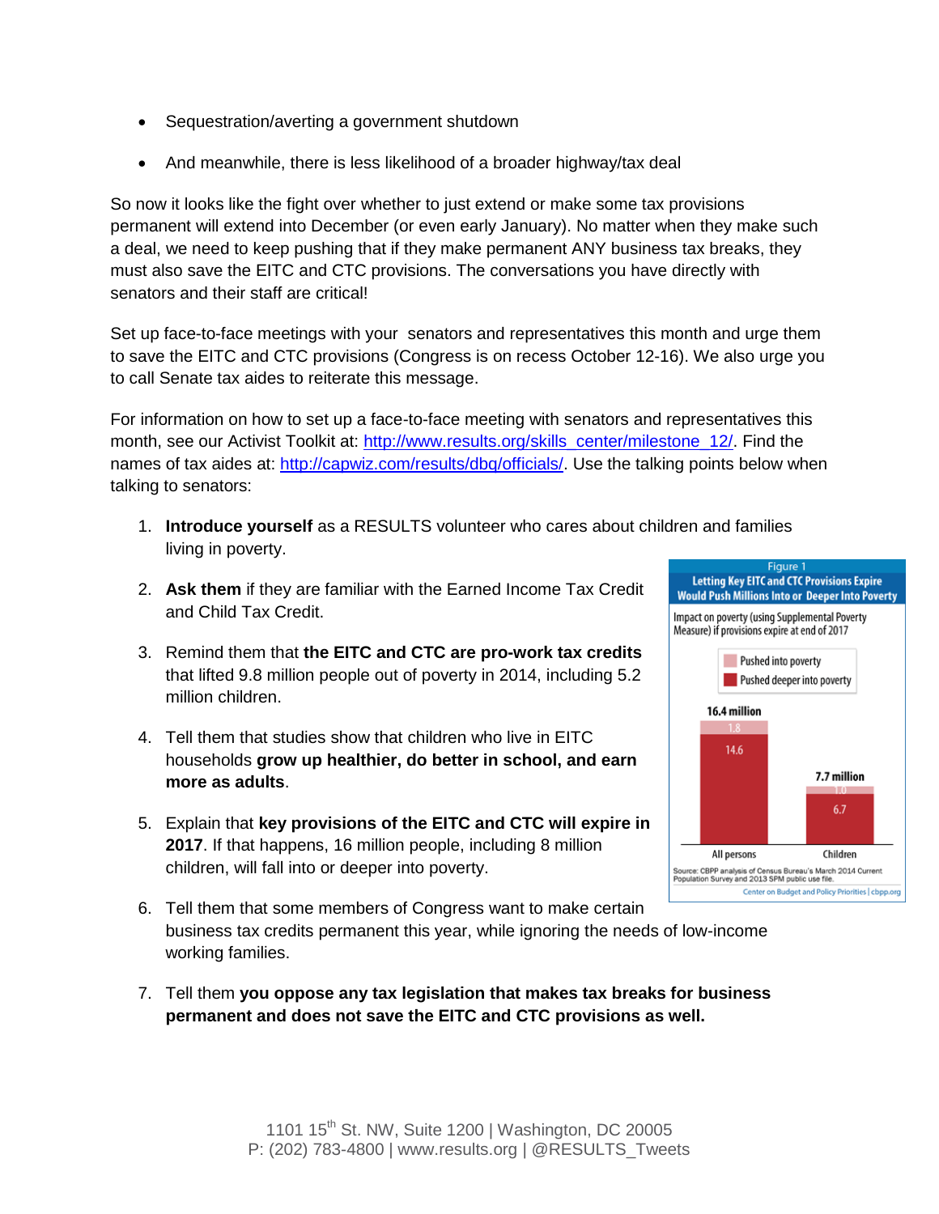- Sequestration/averting a government shutdown
- And meanwhile, there is less likelihood of a broader highway/tax deal

So now it looks like the fight over whether to just extend or make some tax provisions permanent will extend into December (or even early January). No matter when they make such a deal, we need to keep pushing that if they make permanent ANY business tax breaks, they must also save the EITC and CTC provisions. The conversations you have directly with senators and their staff are critical!

Set up face-to-face meetings with your senators and representatives this month and urge them to save the EITC and CTC provisions (Congress is on recess October 12-16). We also urge you to call Senate tax aides to reiterate this message.

For information on how to set up a face-to-face meeting with senators and representatives this month, see our Activist Toolkit at: http://www.results.org/skills_center/milestone_12/. Find the names of tax aides at: http://capwiz.com/results/dbq/officials/. Use the talking points below when talking to senators:

1. **Introduce yourself** as a RESULTS volunteer who cares about children and families living in poverty.
2. **Ask them** if they are familiar with the Earned Income Tax Credit and Child Tax Credit.
3. Remind them that **the EITC and CTC are pro-work tax credits** that lifted 9.8 million people out of poverty in 2014, including 5.2 million children.
4. Tell them that studies show that children who live in EITC households **grow up healthier, do better in school, and earn more as adults**.
5. Explain that **key provisions of the EITC and CTC will expire in 2017**. If that happens, 16 million people, including 8 million children, will fall into or deeper into poverty.
6. Tell them that some members of Congress want to make certain business tax credits permanent this year, while ignoring the needs of low-income working families.
7. Tell them **you oppose any tax legislation that makes tax breaks for business permanent and does not save the EITC and CTC provisions as well.**

**Figure 1**
**Letting Key EITC and CTC Provisions Expire Would Push Millions Into or Deeper Into Poverty**

Impact on poverty (using Supplemental Poverty Measure) if provisions expire at end of 2017

| | Pushed into poverty | Pushed deeper into poverty | Total |
|---|---|---|---|
| All persons | 1.8 | 14.6 | 16.4 million |
| Children | 1.0 | 6.7 | 7.7 million |

Source: CBPP analysis of Census Bureau's March 2014 Current Population Survey and 2013 SPM public use file.

Center on Budget and Policy Priorities | cbpp.org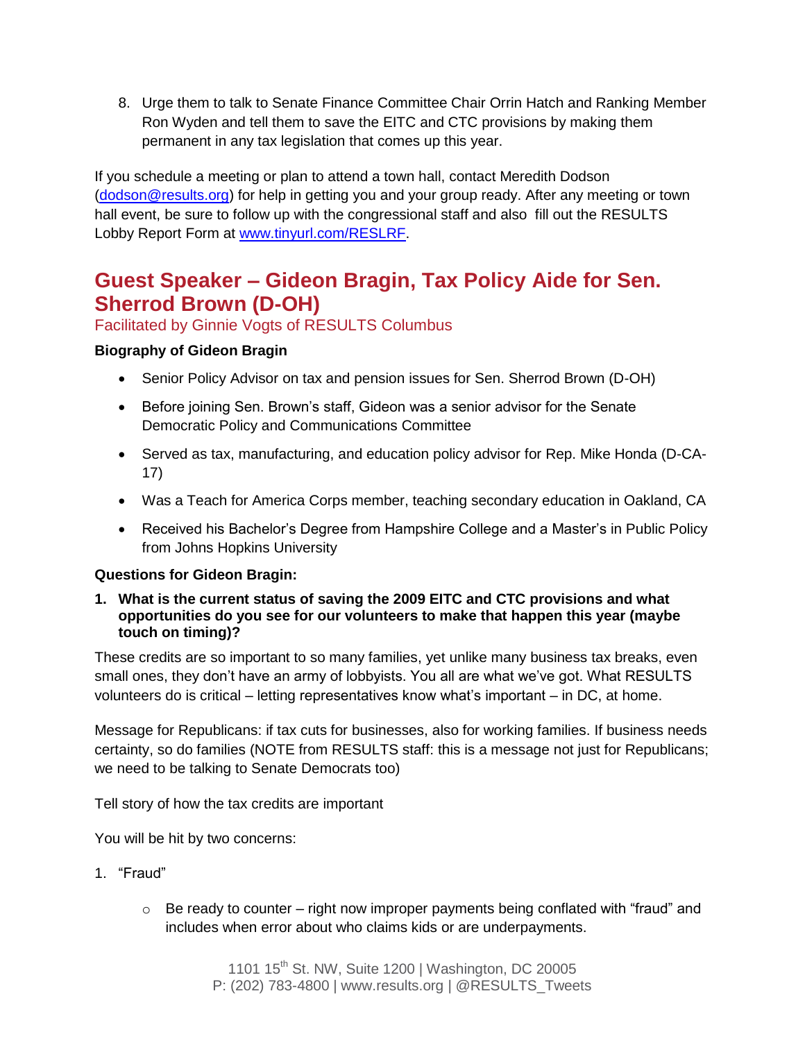8. Urge them to talk to Senate Finance Committee Chair Orrin Hatch and Ranking Member Ron Wyden and tell them to save the EITC and CTC provisions by making them permanent in any tax legislation that comes up this year.

If you schedule a meeting or plan to attend a town hall, contact Meredith Dodson (dodson@results.org) for help in getting you and your group ready. After any meeting or town hall event, be sure to follow up with the congressional staff and also fill out the RESULTS Lobby Report Form at www.tinyurl.com/RESLRF.

## Guest Speaker – Gideon Bragin, Tax Policy Aide for Sen. Sherrod Brown (D-OH)

Facilitated by Ginnie Vogts of RESULTS Columbus

**Biography of Gideon Bragin**

- Senior Policy Advisor on tax and pension issues for Sen. Sherrod Brown (D-OH)
- Before joining Sen. Brown's staff, Gideon was a senior advisor for the Senate Democratic Policy and Communications Committee
- Served as tax, manufacturing, and education policy advisor for Rep. Mike Honda (D-CA-17)
- Was a Teach for America Corps member, teaching secondary education in Oakland, CA
- Received his Bachelor's Degree from Hampshire College and a Master's in Public Policy from Johns Hopkins University

**Questions for Gideon Bragin:**

1. **What is the current status of saving the 2009 EITC and CTC provisions and what opportunities do you see for our volunteers to make that happen this year (maybe touch on timing)?**

These credits are so important to so many families, yet unlike many business tax breaks, even small ones, they don't have an army of lobbyists. You all are what we've got. What RESULTS volunteers do is critical – letting representatives know what's important – in DC, at home.

Message for Republicans: if tax cuts for businesses, also for working families. If business needs certainty, so do families (NOTE from RESULTS staff: this is a message not just for Republicans; we need to be talking to Senate Democrats too)

Tell story of how the tax credits are important

You will be hit by two concerns:

1. "Fraud"
   - Be ready to counter – right now improper payments being conflated with "fraud" and includes when error about who claims kids or are underpayments.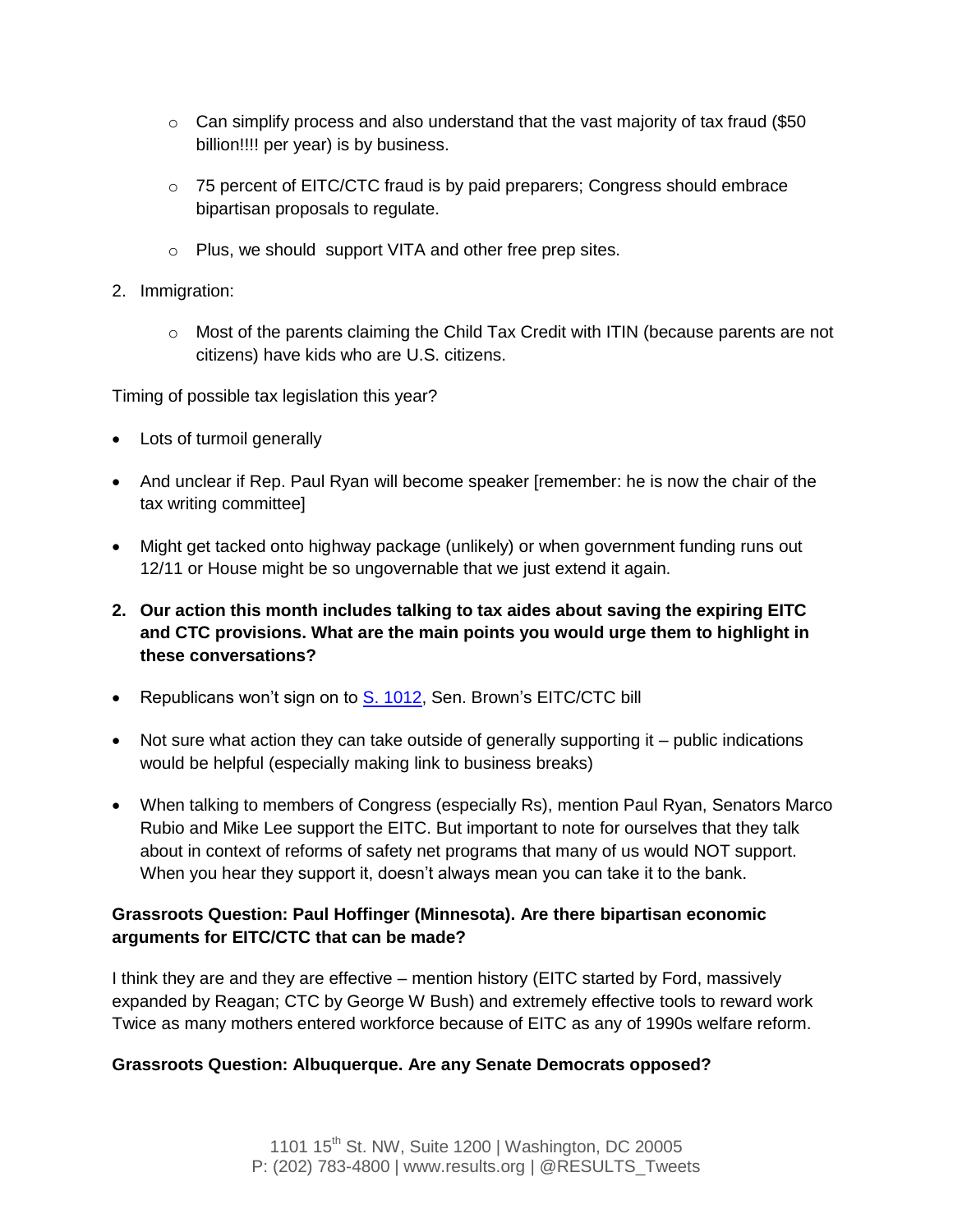- Can simplify process and also understand that the vast majority of tax fraud ($50 billion!!!! per year) is by business.
- 75 percent of EITC/CTC fraud is by paid preparers; Congress should embrace bipartisan proposals to regulate.
- Plus, we should support VITA and other free prep sites.

2. Immigration:
   - Most of the parents claiming the Child Tax Credit with ITIN (because parents are not citizens) have kids who are U.S. citizens.

Timing of possible tax legislation this year?

- Lots of turmoil generally
- And unclear if Rep. Paul Ryan will become speaker [remember: he is now the chair of the tax writing committee]
- Might get tacked onto highway package (unlikely) or when government funding runs out 12/11 or House might be so ungovernable that we just extend it again.

**2. Our action this month includes talking to tax aides about saving the expiring EITC and CTC provisions. What are the main points you would urge them to highlight in these conversations?**

- Republicans won't sign on to S. 1012, Sen. Brown's EITC/CTC bill
- Not sure what action they can take outside of generally supporting it – public indications would be helpful (especially making link to business breaks)
- When talking to members of Congress (especially Rs), mention Paul Ryan, Senators Marco Rubio and Mike Lee support the EITC. But important to note for ourselves that they talk about in context of reforms of safety net programs that many of us would NOT support. When you hear they support it, doesn't always mean you can take it to the bank.

**Grassroots Question: Paul Hoffinger (Minnesota). Are there bipartisan economic arguments for EITC/CTC that can be made?**

I think they are and they are effective – mention history (EITC started by Ford, massively expanded by Reagan; CTC by George W Bush) and extremely effective tools to reward work Twice as many mothers entered workforce because of EITC as any of 1990s welfare reform.

**Grassroots Question: Albuquerque. Are any Senate Democrats opposed?**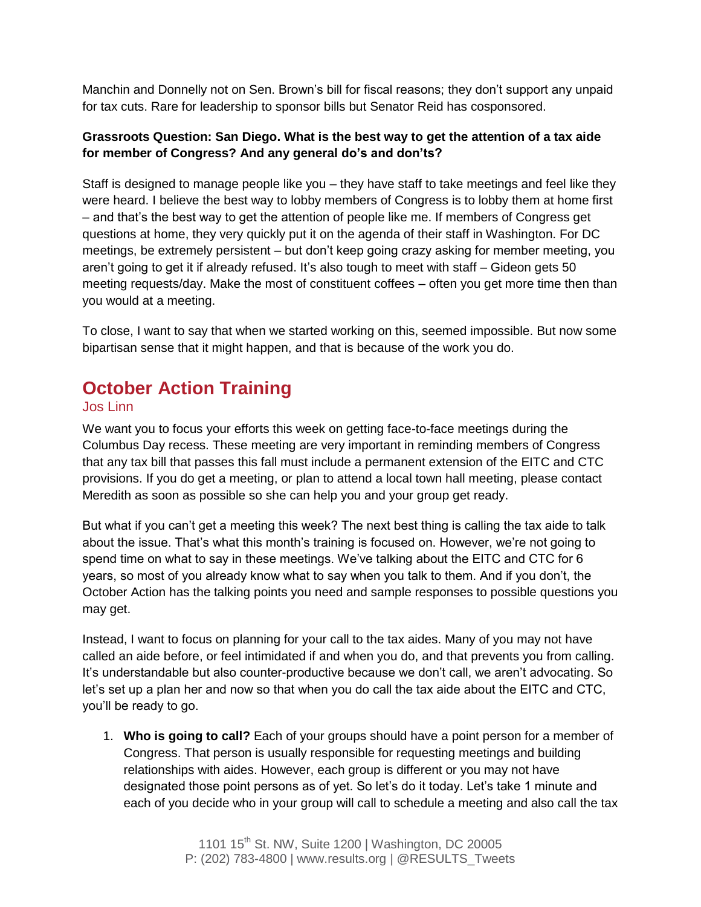Manchin and Donnelly not on Sen. Brown's bill for fiscal reasons; they don't support any unpaid for tax cuts. Rare for leadership to sponsor bills but Senator Reid has cosponsored.

**Grassroots Question: San Diego. What is the best way to get the attention of a tax aide for member of Congress? And any general do's and don'ts?**

Staff is designed to manage people like you – they have staff to take meetings and feel like they were heard. I believe the best way to lobby members of Congress is to lobby them at home first – and that's the best way to get the attention of people like me. If members of Congress get questions at home, they very quickly put it on the agenda of their staff in Washington. For DC meetings, be extremely persistent – but don't keep going crazy asking for member meeting, you aren't going to get it if already refused. It's also tough to meet with staff – Gideon gets 50 meeting requests/day. Make the most of constituent coffees – often you get more time then than you would at a meeting.

To close, I want to say that when we started working on this, seemed impossible. But now some bipartisan sense that it might happen, and that is because of the work you do.

## October Action Training

Jos Linn

We want you to focus your efforts this week on getting face-to-face meetings during the Columbus Day recess. These meeting are very important in reminding members of Congress that any tax bill that passes this fall must include a permanent extension of the EITC and CTC provisions. If you do get a meeting, or plan to attend a local town hall meeting, please contact Meredith as soon as possible so she can help you and your group get ready.

But what if you can't get a meeting this week? The next best thing is calling the tax aide to talk about the issue. That's what this month's training is focused on. However, we're not going to spend time on what to say in these meetings. We've talking about the EITC and CTC for 6 years, so most of you already know what to say when you talk to them. And if you don't, the October Action has the talking points you need and sample responses to possible questions you may get.

Instead, I want to focus on planning for your call to the tax aides. Many of you may not have called an aide before, or feel intimidated if and when you do, and that prevents you from calling. It's understandable but also counter-productive because we don't call, we aren't advocating. So let's set up a plan her and now so that when you do call the tax aide about the EITC and CTC, you'll be ready to go.

1. **Who is going to call?** Each of your groups should have a point person for a member of Congress. That person is usually responsible for requesting meetings and building relationships with aides. However, each group is different or you may not have designated those point persons as of yet. So let's do it today. Let's take 1 minute and each of you decide who in your group will call to schedule a meeting and also call the tax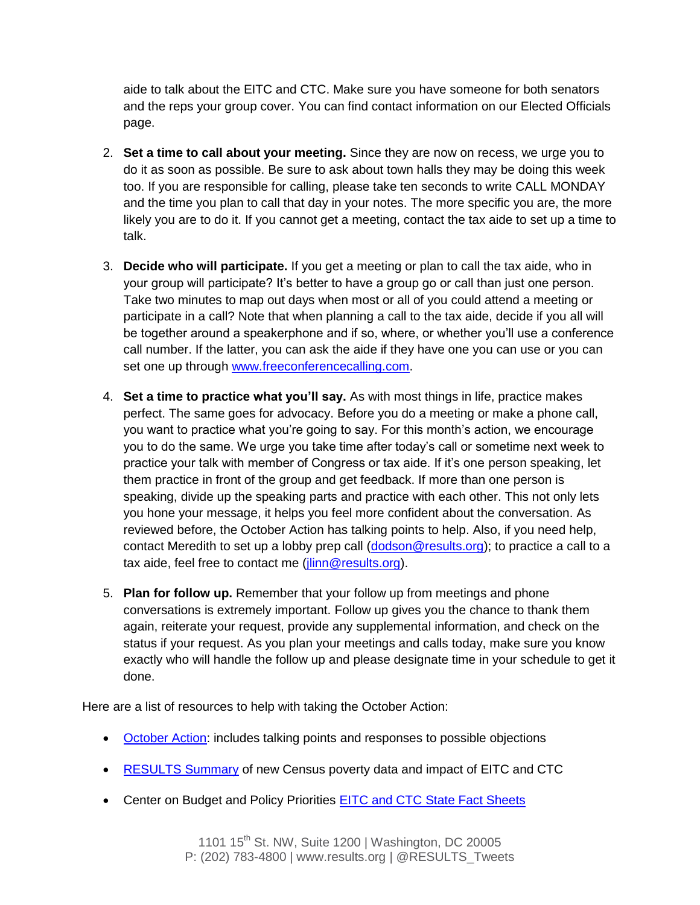aide to talk about the EITC and CTC. Make sure you have someone for both senators and the reps your group cover. You can find contact information on our Elected Officials page.

2. **Set a time to call about your meeting.** Since they are now on recess, we urge you to do it as soon as possible. Be sure to ask about town halls they may be doing this week too. If you are responsible for calling, please take ten seconds to write CALL MONDAY and the time you plan to call that day in your notes. The more specific you are, the more likely you are to do it. If you cannot get a meeting, contact the tax aide to set up a time to talk.

3. **Decide who will participate.** If you get a meeting or plan to call the tax aide, who in your group will participate? It's better to have a group go or call than just one person. Take two minutes to map out days when most or all of you could attend a meeting or participate in a call? Note that when planning a call to the tax aide, decide if you all will be together around a speakerphone and if so, where, or whether you'll use a conference call number. If the latter, you can ask the aide if they have one you can use or you can set one up through www.freeconferencecalling.com.

4. **Set a time to practice what you'll say.** As with most things in life, practice makes perfect. The same goes for advocacy. Before you do a meeting or make a phone call, you want to practice what you're going to say. For this month's action, we encourage you to do the same. We urge you take time after today's call or sometime next week to practice your talk with member of Congress or tax aide. If it's one person speaking, let them practice in front of the group and get feedback. If more than one person is speaking, divide up the speaking parts and practice with each other. This not only lets you hone your message, it helps you feel more confident about the conversation. As reviewed before, the October Action has talking points to help. Also, if you need help, contact Meredith to set up a lobby prep call (dodson@results.org); to practice a call to a tax aide, feel free to contact me (jlinn@results.org).

5. **Plan for follow up.** Remember that your follow up from meetings and phone conversations is extremely important. Follow up gives you the chance to thank them again, reiterate your request, provide any supplemental information, and check on the status if your request. As you plan your meetings and calls today, make sure you know exactly who will handle the follow up and please designate time in your schedule to get it done.

Here are a list of resources to help with taking the October Action:

- October Action: includes talking points and responses to possible objections
- RESULTS Summary of new Census poverty data and impact of EITC and CTC
- Center on Budget and Policy Priorities EITC and CTC State Fact Sheets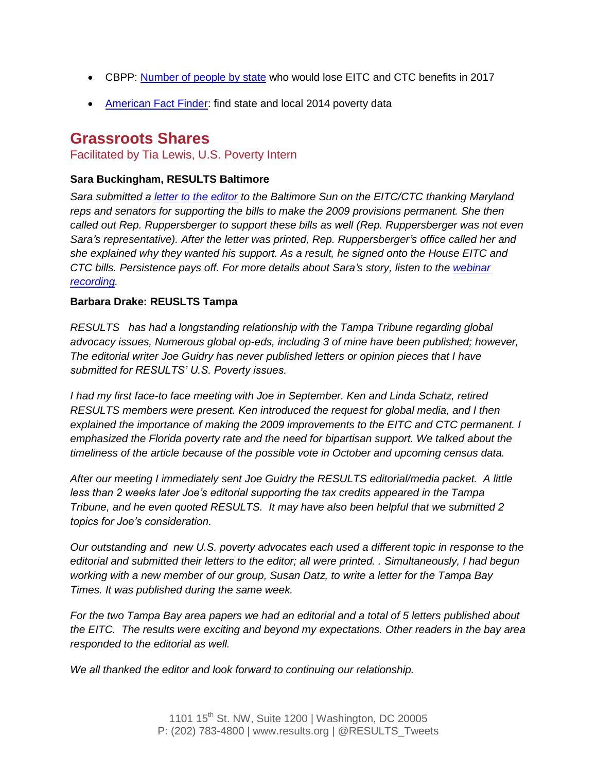- CBPP: Number of people by state who would lose EITC and CTC benefits in 2017
- American Fact Finder: find state and local 2014 poverty data

## Grassroots Shares

Facilitated by Tia Lewis, U.S. Poverty Intern

**Sara Buckingham, RESULTS Baltimore**

*Sara submitted a letter to the editor to the Baltimore Sun on the EITC/CTC thanking Maryland reps and senators for supporting the bills to make the 2009 provisions permanent. She then called out Rep. Ruppersberger to support these bills as well (Rep. Ruppersberger was not even Sara's representative). After the letter was printed, Rep. Ruppersberger's office called her and she explained why they wanted his support. As a result, he signed onto the House EITC and CTC bills. Persistence pays off. For more details about Sara's story, listen to the webinar recording.*

**Barbara Drake: REUSLTS Tampa**

*RESULTS has had a longstanding relationship with the Tampa Tribune regarding global advocacy issues, Numerous global op-eds, including 3 of mine have been published; however, The editorial writer Joe Guidry has never published letters or opinion pieces that I have submitted for RESULTS' U.S. Poverty issues.*

*I had my first face-to face meeting with Joe in September. Ken and Linda Schatz, retired RESULTS members were present. Ken introduced the request for global media, and I then explained the importance of making the 2009 improvements to the EITC and CTC permanent. I emphasized the Florida poverty rate and the need for bipartisan support. We talked about the timeliness of the article because of the possible vote in October and upcoming census data.*

*After our meeting I immediately sent Joe Guidry the RESULTS editorial/media packet. A little less than 2 weeks later Joe's editorial supporting the tax credits appeared in the Tampa Tribune, and he even quoted RESULTS. It may have also been helpful that we submitted 2 topics for Joe's consideration.*

*Our outstanding and new U.S. poverty advocates each used a different topic in response to the editorial and submitted their letters to the editor; all were printed. . Simultaneously, I had begun working with a new member of our group, Susan Datz, to write a letter for the Tampa Bay Times. It was published during the same week.*

*For the two Tampa Bay area papers we had an editorial and a total of 5 letters published about the EITC. The results were exciting and beyond my expectations. Other readers in the bay area responded to the editorial as well.*

*We all thanked the editor and look forward to continuing our relationship.*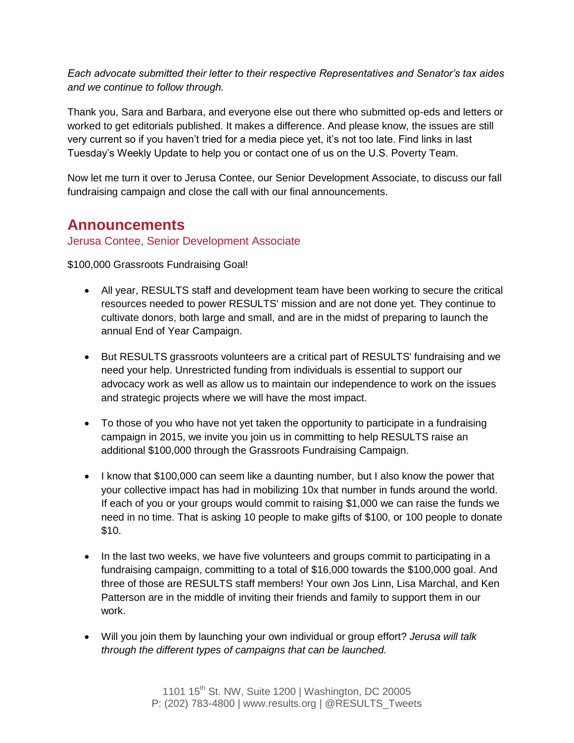*Each advocate submitted their letter to their respective Representatives and Senator's tax aides and we continue to follow through.*

Thank you, Sara and Barbara, and everyone else out there who submitted op-eds and letters or worked to get editorials published. It makes a difference. And please know, the issues are still very current so if you haven't tried for a media piece yet, it's not too late. Find links in last Tuesday's Weekly Update to help you or contact one of us on the U.S. Poverty Team.

Now let me turn it over to Jerusa Contee, our Senior Development Associate, to discuss our fall fundraising campaign and close the call with our final announcements.

## Announcements

Jerusa Contee, Senior Development Associate

$100,000 Grassroots Fundraising Goal!

- All year, RESULTS staff and development team have been working to secure the critical resources needed to power RESULTS' mission and are not done yet. They continue to cultivate donors, both large and small, and are in the midst of preparing to launch the annual End of Year Campaign.
- But RESULTS grassroots volunteers are a critical part of RESULTS' fundraising and we need your help. Unrestricted funding from individuals is essential to support our advocacy work as well as allow us to maintain our independence to work on the issues and strategic projects where we will have the most impact.
- To those of you who have not yet taken the opportunity to participate in a fundraising campaign in 2015, we invite you join us in committing to help RESULTS raise an additional $100,000 through the Grassroots Fundraising Campaign.
- I know that $100,000 can seem like a daunting number, but I also know the power that your collective impact has had in mobilizing 10x that number in funds around the world. If each of you or your groups would commit to raising $1,000 we can raise the funds we need in no time. That is asking 10 people to make gifts of $100, or 100 people to donate $10.
- In the last two weeks, we have five volunteers and groups commit to participating in a fundraising campaign, committing to a total of $16,000 towards the $100,000 goal. And three of those are RESULTS staff members! Your own Jos Linn, Lisa Marchal, and Ken Patterson are in the middle of inviting their friends and family to support them in our work.
- Will you join them by launching your own individual or group effort? *Jerusa will talk through the different types of campaigns that can be launched.*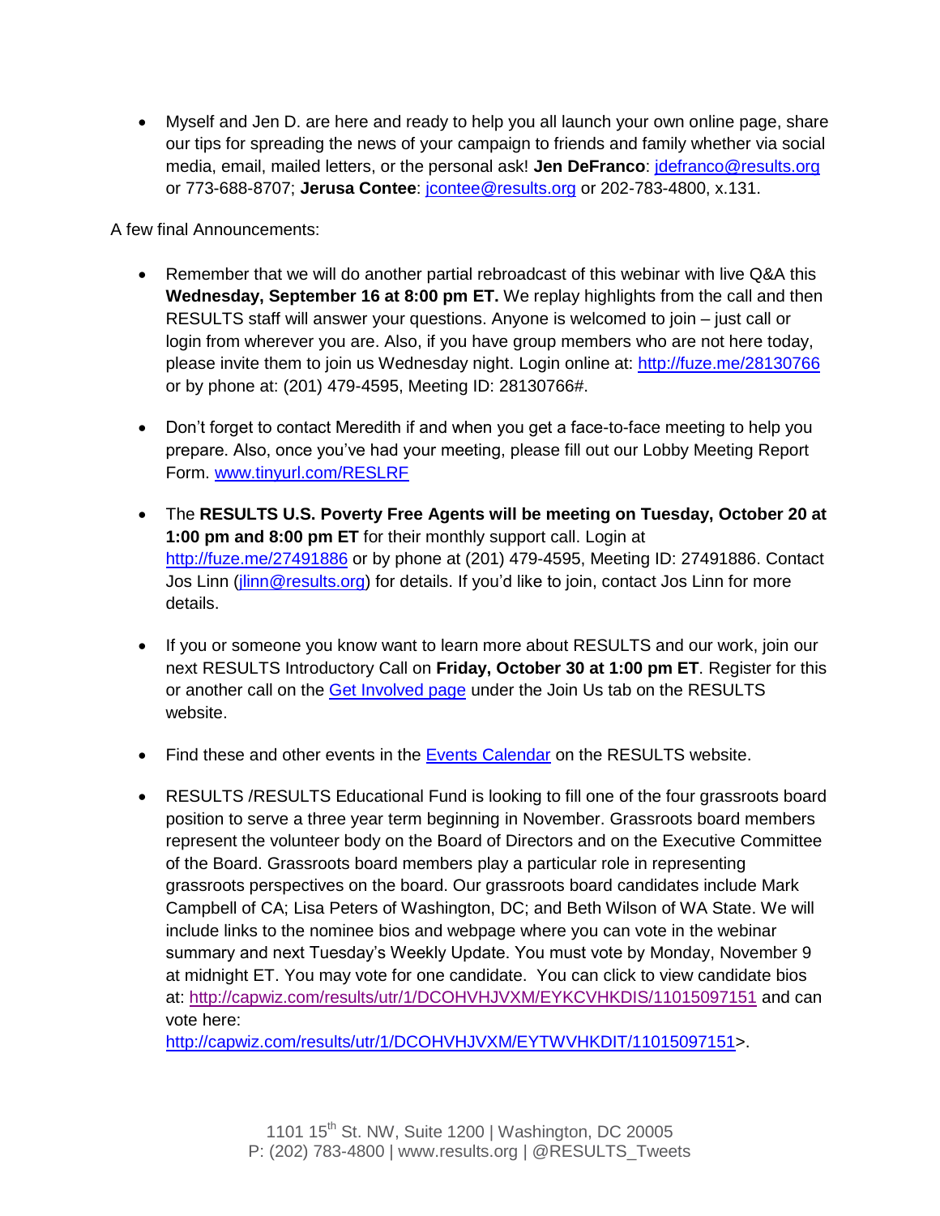- Myself and Jen D. are here and ready to help you all launch your own online page, share our tips for spreading the news of your campaign to friends and family whether via social media, email, mailed letters, or the personal ask! **Jen DeFranco**: jdefranco@results.org or 773-688-8707; **Jerusa Contee**: jcontee@results.org or 202-783-4800, x.131.

A few final Announcements:

- Remember that we will do another partial rebroadcast of this webinar with live Q&A this **Wednesday, September 16 at 8:00 pm ET.** We replay highlights from the call and then RESULTS staff will answer your questions. Anyone is welcomed to join – just call or login from wherever you are. Also, if you have group members who are not here today, please invite them to join us Wednesday night. Login online at: http://fuze.me/28130766 or by phone at: (201) 479-4595, Meeting ID: 28130766#.

- Don't forget to contact Meredith if and when you get a face-to-face meeting to help you prepare. Also, once you've had your meeting, please fill out our Lobby Meeting Report Form. www.tinyurl.com/RESLRF

- The **RESULTS U.S. Poverty Free Agents will be meeting on Tuesday, October 20 at 1:00 pm and 8:00 pm ET** for their monthly support call. Login at http://fuze.me/27491886 or by phone at (201) 479-4595, Meeting ID: 27491886. Contact Jos Linn (jlinn@results.org) for details. If you'd like to join, contact Jos Linn for more details.

- If you or someone you know want to learn more about RESULTS and our work, join our next RESULTS Introductory Call on **Friday, October 30 at 1:00 pm ET**. Register for this or another call on the Get Involved page under the Join Us tab on the RESULTS website.

- Find these and other events in the Events Calendar on the RESULTS website.

- RESULTS /RESULTS Educational Fund is looking to fill one of the four grassroots board position to serve a three year term beginning in November. Grassroots board members represent the volunteer body on the Board of Directors and on the Executive Committee of the Board. Grassroots board members play a particular role in representing grassroots perspectives on the board. Our grassroots board candidates include Mark Campbell of CA; Lisa Peters of Washington, DC; and Beth Wilson of WA State. We will include links to the nominee bios and webpage where you can vote in the webinar summary and next Tuesday's Weekly Update. You must vote by Monday, November 9 at midnight ET. You may vote for one candidate. You can click to view candidate bios at: http://capwiz.com/results/utr/1/DCOHVHJVXM/EYKCVHKDIS/11015097151 and can vote here: http://capwiz.com/results/utr/1/DCOHVHJVXM/EYTWVHKDIT/11015097151>.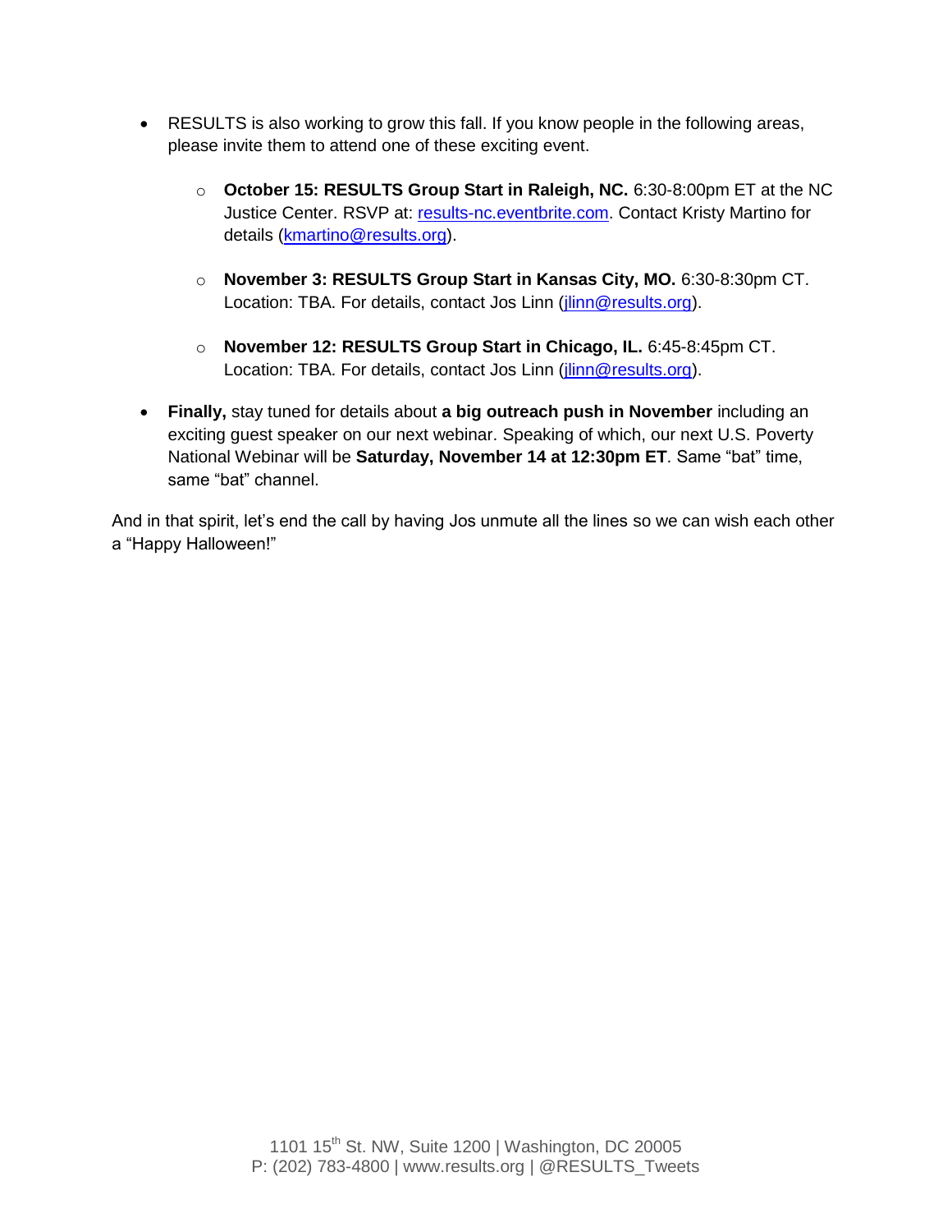- RESULTS is also working to grow this fall. If you know people in the following areas, please invite them to attend one of these exciting event.
  - **October 15: RESULTS Group Start in Raleigh, NC.** 6:30-8:00pm ET at the NC Justice Center. RSVP at: [results-nc.eventbrite.com](results-nc.eventbrite.com). Contact Kristy Martino for details ([kmartino@results.org](mailto:kmartino@results.org)).
  - **November 3: RESULTS Group Start in Kansas City, MO.** 6:30-8:30pm CT. Location: TBA. For details, contact Jos Linn ([jlinn@results.org](mailto:jlinn@results.org)).
  - **November 12: RESULTS Group Start in Chicago, IL.** 6:45-8:45pm CT. Location: TBA. For details, contact Jos Linn ([jlinn@results.org](mailto:jlinn@results.org)).
- **Finally,** stay tuned for details about **a big outreach push in November** including an exciting guest speaker on our next webinar. Speaking of which, our next U.S. Poverty National Webinar will be **Saturday, November 14 at 12:30pm ET**. Same "bat" time, same "bat" channel.

And in that spirit, let's end the call by having Jos unmute all the lines so we can wish each other a "Happy Halloween!"